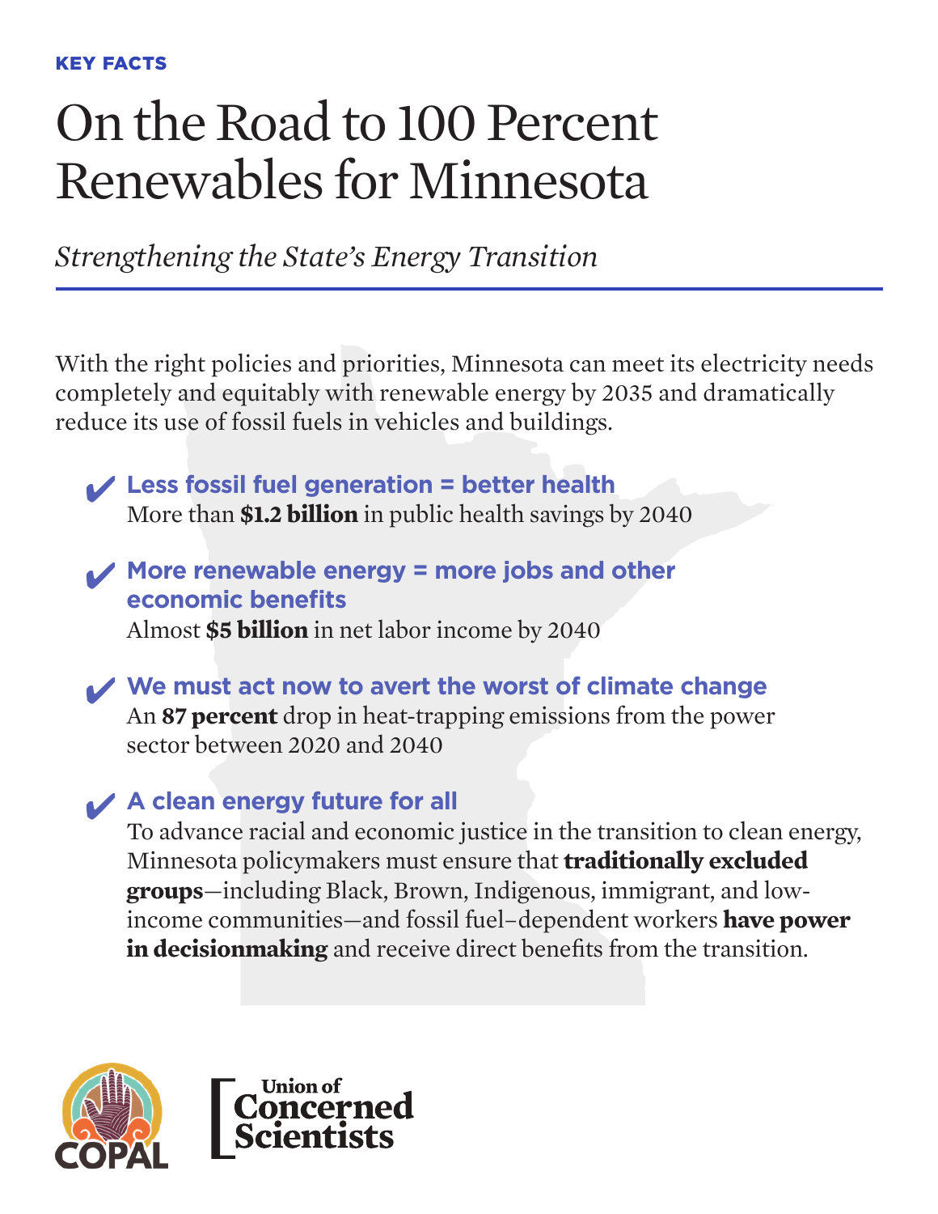KEY FACTS

# On the Road to 100 Percent Renewables for Minnesota

*Strengthening the State's Energy Transition*

With the right policies and priorities, Minnesota can meet its electricity needs completely and equitably with renewable energy by 2035 and dramatically reduce its use of fossil fuels in vehicles and buildings.

- ✔ **Less fossil fuel generation = better health**
  More than **$1.2 billion** in public health savings by 2040

- ✔ **More renewable energy = more jobs and other economic benefits**
  Almost **$5 billion** in net labor income by 2040

- ✔ **We must act now to avert the worst of climate change**
  An **87 percent** drop in heat-trapping emissions from the power sector between 2020 and 2040

- ✔ **A clean energy future for all**
  To advance racial and economic justice in the transition to clean energy, Minnesota policymakers must ensure that **traditionally excluded groups**—including Black, Brown, Indigenous, immigrant, and low-income communities—and fossil fuel–dependent workers **have power in decisionmaking** and receive direct benefits from the transition.

COPAL

Union of Concerned Scientists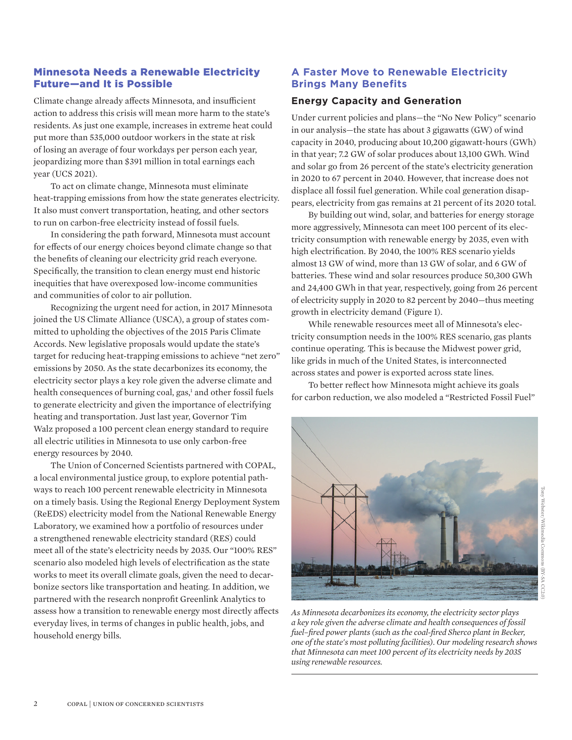## Minnesota Needs a Renewable Electricity Future—and It is Possible

Climate change already affects Minnesota, and insufficient action to address this crisis will mean more harm to the state's residents. As just one example, increases in extreme heat could put more than 535,000 outdoor workers in the state at risk of losing an average of four workdays per person each year, jeopardizing more than $391 million in total earnings each year (UCS 2021).

To act on climate change, Minnesota must eliminate heat-trapping emissions from how the state generates electricity. It also must convert transportation, heating, and other sectors to run on carbon-free electricity instead of fossil fuels.

In considering the path forward, Minnesota must account for effects of our energy choices beyond climate change so that the benefits of cleaning our electricity grid reach everyone. Specifically, the transition to clean energy must end historic inequities that have overexposed low-income communities and communities of color to air pollution.

Recognizing the urgent need for action, in 2017 Minnesota joined the US Climate Alliance (USCA), a group of states committed to upholding the objectives of the 2015 Paris Climate Accords. New legislative proposals would update the state's target for reducing heat-trapping emissions to achieve "net zero" emissions by 2050. As the state decarbonizes its economy, the electricity sector plays a key role given the adverse climate and health consequences of burning coal, gas,[1] and other fossil fuels to generate electricity and given the importance of electrifying heating and transportation. Just last year, Governor Tim Walz proposed a 100 percent clean energy standard to require all electric utilities in Minnesota to use only carbon-free energy resources by 2040.

The Union of Concerned Scientists partnered with COPAL, a local environmental justice group, to explore potential pathways to reach 100 percent renewable electricity in Minnesota on a timely basis. Using the Regional Energy Deployment System (ReEDS) electricity model from the National Renewable Energy Laboratory, we examined how a portfolio of resources under a strengthened renewable electricity standard (RES) could meet all of the state's electricity needs by 2035. Our "100% RES" scenario also modeled high levels of electrification as the state works to meet its overall climate goals, given the need to decarbonize sectors like transportation and heating. In addition, we partnered with the research nonprofit Greenlink Analytics to assess how a transition to renewable energy most directly affects everyday lives, in terms of changes in public health, jobs, and household energy bills.

## A Faster Move to Renewable Electricity Brings Many Benefits

### Energy Capacity and Generation

Under current policies and plans—the "No New Policy" scenario in our analysis—the state has about 3 gigawatts (GW) of wind capacity in 2040, producing about 10,200 gigawatt-hours (GWh) in that year; 7.2 GW of solar produces about 13,100 GWh. Wind and solar go from 26 percent of the state's electricity generation in 2020 to 67 percent in 2040. However, that increase does not displace all fossil fuel generation. While coal generation disappears, electricity from gas remains at 21 percent of its 2020 total.

By building out wind, solar, and batteries for energy storage more aggressively, Minnesota can meet 100 percent of its electricity consumption with renewable energy by 2035, even with high electrification. By 2040, the 100% RES scenario yields almost 13 GW of wind, more than 13 GW of solar, and 6 GW of batteries. These wind and solar resources produce 50,300 GWh and 24,400 GWh in that year, respectively, going from 26 percent of electricity supply in 2020 to 82 percent by 2040—thus meeting growth in electricity demand (Figure 1).

While renewable resources meet all of Minnesota's electricity consumption needs in the 100% RES scenario, gas plants continue operating. This is because the Midwest power grid, like grids in much of the United States, is interconnected across states and power is exported across state lines.

To better reflect how Minnesota might achieve its goals for carbon reduction, we also modeled a "Restricted Fossil Fuel"

Tony Webster/Wikimedia Commons (BY-SA CC2.0)

*As Minnesota decarbonizes its economy, the electricity sector plays a key role given the adverse climate and health consequences of fossil fuel–fired power plants (such as the coal-fired Sherco plant in Becker, one of the state's most polluting facilities). Our modeling research shows that Minnesota can meet 100 percent of its electricity needs by 2035 using renewable resources.*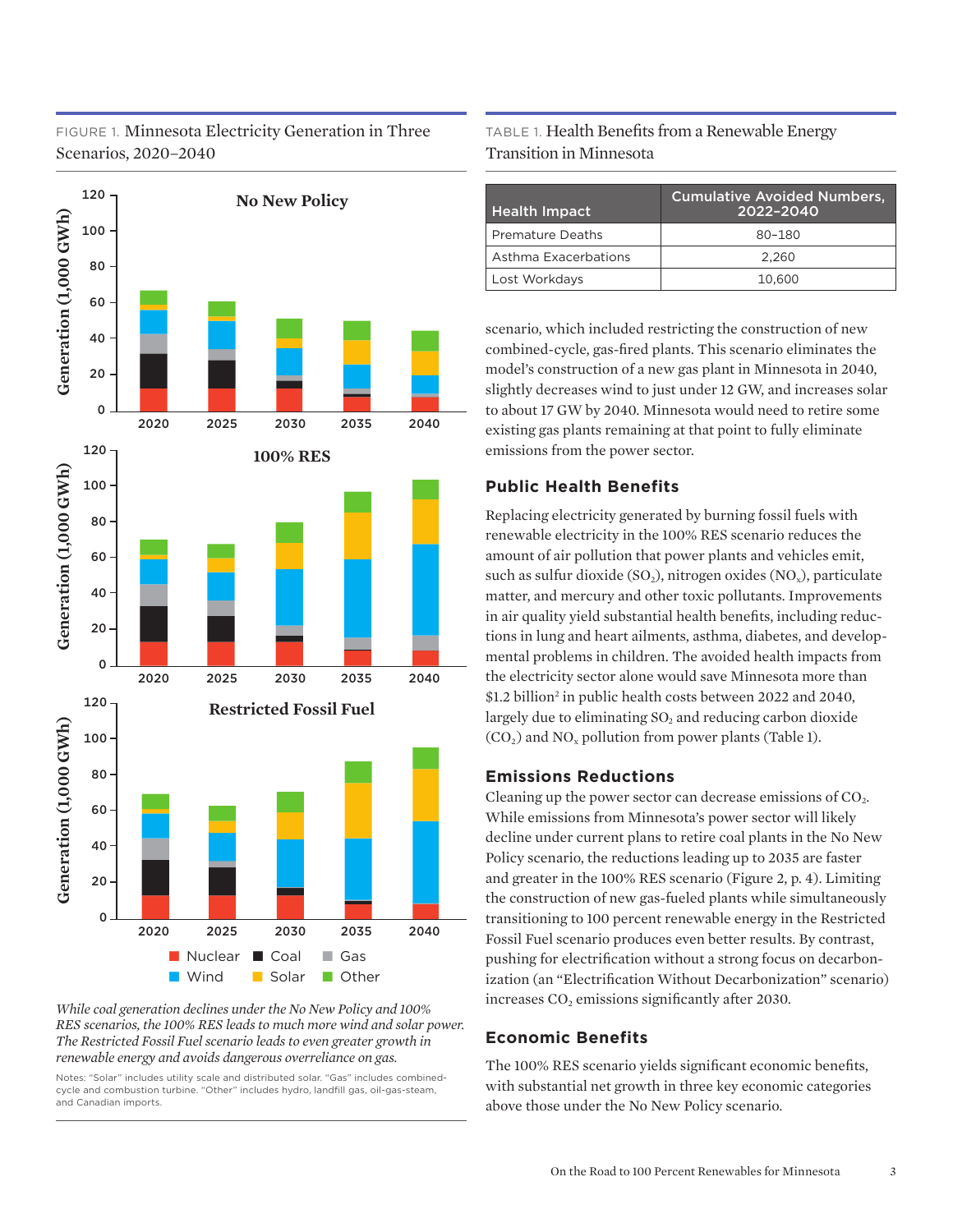FIGURE 1. Minnesota Electricity Generation in Three Scenarios, 2020–2040

*While coal generation declines under the No New Policy and 100% RES scenarios, the 100% RES leads to much more wind and solar power. The Restricted Fossil Fuel scenario leads to even greater growth in renewable energy and avoids dangerous overreliance on gas.*

Notes: "Solar" includes utility scale and distributed solar. "Gas" includes combined-cycle and combustion turbine. "Other" includes hydro, landfill gas, oil-gas-steam, and Canadian imports.

TABLE 1. Health Benefits from a Renewable Energy Transition in Minnesota

| Health Impact | Cumulative Avoided Numbers, 2022–2040 |
| --- | --- |
| Premature Deaths | 80–180 |
| Asthma Exacerbations | 2,260 |
| Lost Workdays | 10,600 |

scenario, which included restricting the construction of new combined-cycle, gas-fired plants. This scenario eliminates the model's construction of a new gas plant in Minnesota in 2040, slightly decreases wind to just under 12 GW, and increases solar to about 17 GW by 2040. Minnesota would need to retire some existing gas plants remaining at that point to fully eliminate emissions from the power sector.

## Public Health Benefits

Replacing electricity generated by burning fossil fuels with renewable electricity in the 100% RES scenario reduces the amount of air pollution that power plants and vehicles emit, such as sulfur dioxide ($SO_2$), nitrogen oxides ($NO_x$), particulate matter, and mercury and other toxic pollutants. Improvements in air quality yield substantial health benefits, including reductions in lung and heart ailments, asthma, diabetes, and developmental problems in children. The avoided health impacts from the electricity sector alone would save Minnesota more than \$1.2 billion[2] in public health costs between 2022 and 2040, largely due to eliminating $SO_2$ and reducing carbon dioxide ($CO_2$) and $NO_x$ pollution from power plants (Table 1).

## Emissions Reductions

Cleaning up the power sector can decrease emissions of $CO_2$. While emissions from Minnesota's power sector will likely decline under current plans to retire coal plants in the No New Policy scenario, the reductions leading up to 2035 are faster and greater in the 100% RES scenario (Figure 2, p. 4). Limiting the construction of new gas-fueled plants while simultaneously transitioning to 100 percent renewable energy in the Restricted Fossil Fuel scenario produces even better results. By contrast, pushing for electrification without a strong focus on decarbonization (an "Electrification Without Decarbonization" scenario) increases $CO_2$ emissions significantly after 2030.

## Economic Benefits

The 100% RES scenario yields significant economic benefits, with substantial net growth in three key economic categories above those under the No New Policy scenario.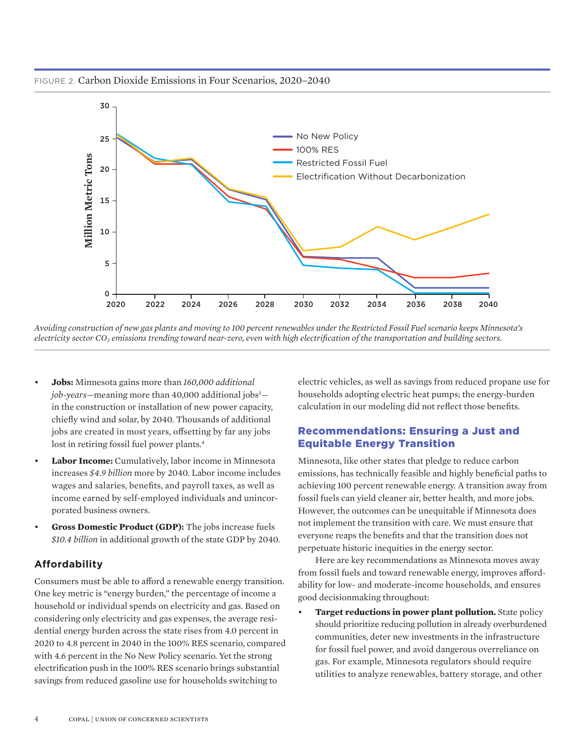FIGURE 2. Carbon Dioxide Emissions in Four Scenarios, 2020–2040

*Avoiding construction of new gas plants and moving to 100 percent renewables under the Restricted Fossil Fuel scenario keeps Minnesota's electricity sector $CO_2$ emissions trending toward near-zero, even with high electrification of the transportation and building sectors.*

- **Jobs:** Minnesota gains more than *160,000 additional job-years*—meaning more than 40,000 additional jobs[3]—in the construction or installation of new power capacity, chiefly wind and solar, by 2040. Thousands of additional jobs are created in most years, offsetting by far any jobs lost in retiring fossil fuel power plants.[4]
- **Labor Income:** Cumulatively, labor income in Minnesota increases *$4.9 billion* more by 2040. Labor income includes wages and salaries, benefits, and payroll taxes, as well as income earned by self-employed individuals and unincorporated business owners.
- **Gross Domestic Product (GDP):** The jobs increase fuels *$10.4 billion* in additional growth of the state GDP by 2040.

## Affordability

Consumers must be able to afford a renewable energy transition. One key metric is "energy burden," the percentage of income a household or individual spends on electricity and gas. Based on considering only electricity and gas expenses, the average residential energy burden across the state rises from 4.0 percent in 2020 to 4.8 percent in 2040 in the 100% RES scenario, compared with 4.6 percent in the No New Policy scenario. Yet the strong electrification push in the 100% RES scenario brings substantial savings from reduced gasoline use for households switching to electric vehicles, as well as savings from reduced propane use for households adopting electric heat pumps; the energy-burden calculation in our modeling did not reflect those benefits.

## Recommendations: Ensuring a Just and Equitable Energy Transition

Minnesota, like other states that pledge to reduce carbon emissions, has technically feasible and highly beneficial paths to achieving 100 percent renewable energy. A transition away from fossil fuels can yield cleaner air, better health, and more jobs. However, the outcomes can be unequitable if Minnesota does not implement the transition with care. We must ensure that everyone reaps the benefits and that the transition does not perpetuate historic inequities in the energy sector.

Here are key recommendations as Minnesota moves away from fossil fuels and toward renewable energy, improves affordability for low- and moderate-income households, and ensures good decisionmaking throughout:

- **Target reductions in power plant pollution.** State policy should prioritize reducing pollution in already overburdened communities, deter new investments in the infrastructure for fossil fuel power, and avoid dangerous overreliance on gas. For example, Minnesota regulators should require utilities to analyze renewables, battery storage, and other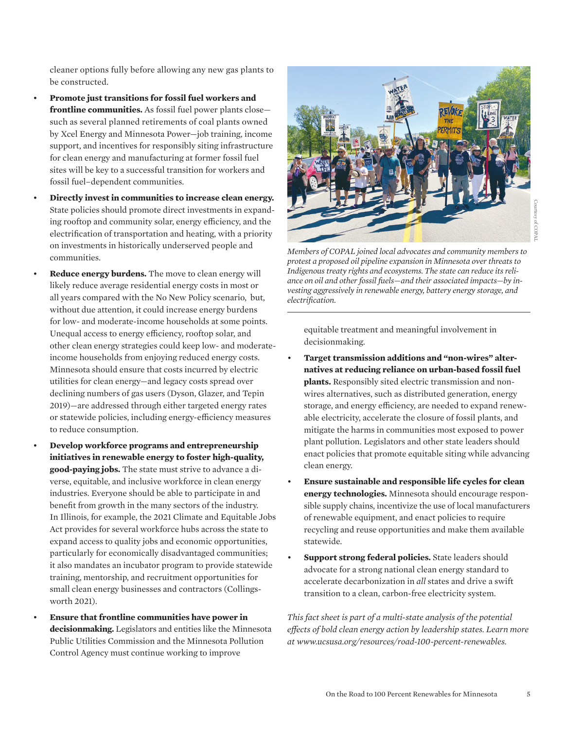cleaner options fully before allowing any new gas plants to be constructed.

- **Promote just transitions for fossil fuel workers and frontline communities.** As fossil fuel power plants close—such as several planned retirements of coal plants owned by Xcel Energy and Minnesota Power—job training, income support, and incentives for responsibly siting infrastructure for clean energy and manufacturing at former fossil fuel sites will be key to a successful transition for workers and fossil fuel–dependent communities.
- **Directly invest in communities to increase clean energy.** State policies should promote direct investments in expanding rooftop and community solar, energy efficiency, and the electrification of transportation and heating, with a priority on investments in historically underserved people and communities.
- **Reduce energy burdens.** The move to clean energy will likely reduce average residential energy costs in most or all years compared with the No New Policy scenario, but, without due attention, it could increase energy burdens for low- and moderate-income households at some points. Unequal access to energy efficiency, rooftop solar, and other clean energy strategies could keep low- and moderate-income households from enjoying reduced energy costs. Minnesota should ensure that costs incurred by electric utilities for clean energy—and legacy costs spread over declining numbers of gas users (Dyson, Glazer, and Tepin 2019)—are addressed through either targeted energy rates or statewide policies, including energy-efficiency measures to reduce consumption.
- **Develop workforce programs and entrepreneurship initiatives in renewable energy to foster high-quality, good-paying jobs.** The state must strive to advance a diverse, equitable, and inclusive workforce in clean energy industries. Everyone should be able to participate in and benefit from growth in the many sectors of the industry. In Illinois, for example, the 2021 Climate and Equitable Jobs Act provides for several workforce hubs across the state to expand access to quality jobs and economic opportunities, particularly for economically disadvantaged communities; it also mandates an incubator program to provide statewide training, mentorship, and recruitment opportunities for small clean energy businesses and contractors (Collingsworth 2021).
- **Ensure that frontline communities have power in decisionmaking.** Legislators and entities like the Minnesota Public Utilities Commission and the Minnesota Pollution Control Agency must continue working to improve equitable treatment and meaningful involvement in decisionmaking.
- **Target transmission additions and "non-wires" alternatives at reducing reliance on urban-based fossil fuel plants.** Responsibly sited electric transmission and non-wires alternatives, such as distributed generation, energy storage, and energy efficiency, are needed to expand renewable electricity, accelerate the closure of fossil plants, and mitigate the harms in communities most exposed to power plant pollution. Legislators and other state leaders should enact policies that promote equitable siting while advancing clean energy.
- **Ensure sustainable and responsible life cycles for clean energy technologies.** Minnesota should encourage responsible supply chains, incentivize the use of local manufacturers of renewable equipment, and enact policies to require recycling and reuse opportunities and make them available statewide.
- **Support strong federal policies.** State leaders should advocate for a strong national clean energy standard to accelerate decarbonization in *all* states and drive a swift transition to a clean, carbon-free electricity system.

Courtesy of COPAL

*Members of COPAL joined local advocates and community members to protest a proposed oil pipeline expansion in Minnesota over threats to Indigenous treaty rights and ecosystems. The state can reduce its reliance on oil and other fossil fuels—and their associated impacts—by investing aggressively in renewable energy, battery energy storage, and electrification.*

*This fact sheet is part of a multi-state analysis of the potential effects of bold clean energy action by leadership states. Learn more at www.ucsusa.org/resources/road-100-percent-renewables.*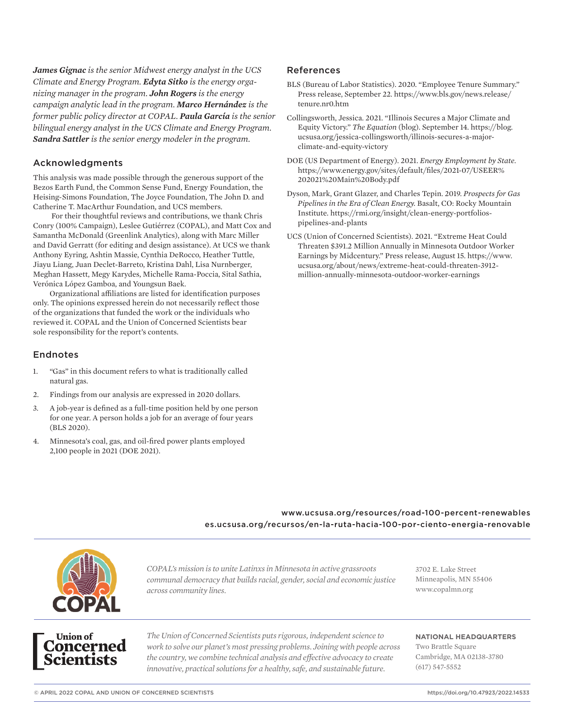***James Gignac*** *is the senior Midwest energy analyst in the UCS Climate and Energy Program.* ***Edyta Sitko*** *is the energy organizing manager in the program.* ***John Rogers*** *is the energy campaign analytic lead in the program.* ***Marco Hernández*** *is the former public policy director at COPAL.* ***Paula García*** *is the senior bilingual energy analyst in the UCS Climate and Energy Program.* ***Sandra Sattler*** *is the senior energy modeler in the program.*

## Acknowledgments

This analysis was made possible through the generous support of the Bezos Earth Fund, the Common Sense Fund, Energy Foundation, the Heising-Simons Foundation, The Joyce Foundation, The John D. and Catherine T. MacArthur Foundation, and UCS members.

For their thoughtful reviews and contributions, we thank Chris Conry (100% Campaign), Leslee Gutiérrez (COPAL), and Matt Cox and Samantha McDonald (Greenlink Analytics), along with Marc Miller and David Gerratt (for editing and design assistance). At UCS we thank Anthony Eyring, Ashtin Massie, Cynthia DeRocco, Heather Tuttle, Jiayu Liang, Juan Declet-Barreto, Kristina Dahl, Lisa Nurnberger, Meghan Hassett, Megy Karydes, Michelle Rama-Poccia, Sital Sathia, Verónica López Gamboa, and Youngsun Baek.

Organizational affiliations are listed for identification purposes only. The opinions expressed herein do not necessarily reflect those of the organizations that funded the work or the individuals who reviewed it. COPAL and the Union of Concerned Scientists bear sole responsibility for the report's contents.

## Endnotes

1. "Gas" in this document refers to what is traditionally called natural gas.
2. Findings from our analysis are expressed in 2020 dollars.
3. A job-year is defined as a full-time position held by one person for one year. A person holds a job for an average of four years (BLS 2020).
4. Minnesota's coal, gas, and oil-fired power plants employed 2,100 people in 2021 (DOE 2021).

## References

BLS (Bureau of Labor Statistics). 2020. "Employee Tenure Summary." Press release, September 22. https://www.bls.gov/news.release/tenure.nr0.htm

Collingsworth, Jessica. 2021. "Illinois Secures a Major Climate and Equity Victory." *The Equation* (blog). September 14. https://blog.ucsusa.org/jessica-collingsworth/illinois-secures-a-major-climate-and-equity-victory

DOE (US Department of Energy). 2021. *Energy Employment by State*. https://www.energy.gov/sites/default/files/2021-07/USEER%202021%20Main%20Body.pdf

Dyson, Mark, Grant Glazer, and Charles Tepin. 2019. *Prospects for Gas Pipelines in the Era of Clean Energy*. Basalt, CO: Rocky Mountain Institute. https://rmi.org/insight/clean-energy-portfolios-pipelines-and-plants

UCS (Union of Concerned Scientists). 2021. "Extreme Heat Could Threaten $391.2 Million Annually in Minnesota Outdoor Worker Earnings by Midcentury." Press release, August 15. https://www.ucsusa.org/about/news/extreme-heat-could-threaten-3912-million-annually-minnesota-outdoor-worker-earnings

www.ucsusa.org/resources/road-100-percent-renewables
es.ucsusa.org/recursos/en-la-ruta-hacia-100-por-ciento-energia-renovable

*COPAL's mission is to unite Latinxs in Minnesota in active grassroots communal democracy that builds racial, gender, social and economic justice across community lines.*

3702 E. Lake Street
Minneapolis, MN 55406
www.copalmn.org

*The Union of Concerned Scientists puts rigorous, independent science to work to solve our planet's most pressing problems. Joining with people across the country, we combine technical analysis and effective advocacy to create innovative, practical solutions for a healthy, safe, and sustainable future.*

**NATIONAL HEADQUARTERS**
Two Brattle Square
Cambridge, MA 02138-3780
(617) 547-5552

© APRIL 2022 COPAL AND UNION OF CONCERNED SCIENTISTS

https://doi.org/10.47923/2022.14533